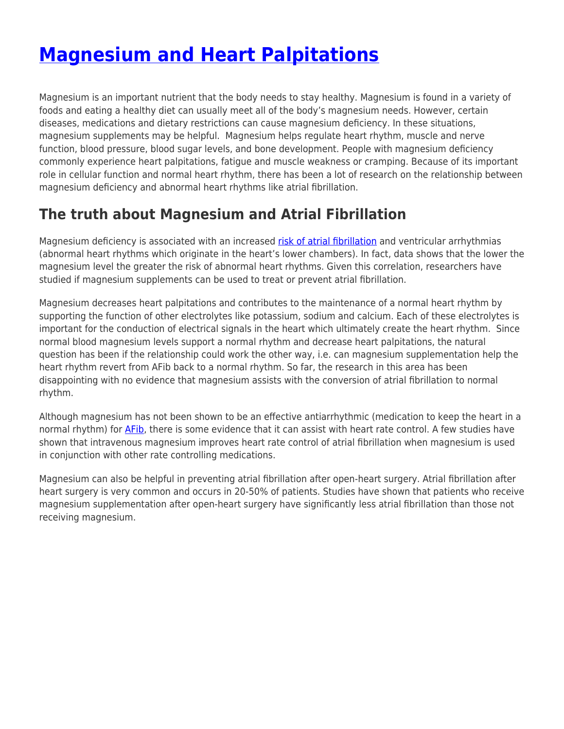# [Magnesium and Heart Palpitations]()

Magnesium is an important nutrient that the body needs to stay healthy. Magnesium is found in a variety of foods and eating a healthy diet can usually meet all of the body's magnesium needs. However, certain diseases, medications and dietary restrictions can cause magnesium deficiency. In these situations, magnesium supplements may be helpful. Magnesium helps regulate heart rhythm, muscle and nerve function, blood pressure, blood sugar levels, and bone development. People with magnesium deficiency commonly experience heart palpitations, fatigue and muscle weakness or cramping. Because of its important role in cellular function and normal heart rhythm, there has been a lot of research on the relationship between magnesium deficiency and abnormal heart rhythms like atrial fibrillation.

## The truth about Magnesium and Atrial Fibrillation

Magnesium deficiency is associated with an increased [risk of atrial fibrillation]() and ventricular arrhythmias (abnormal heart rhythms which originate in the heart's lower chambers). In fact, data shows that the lower the magnesium level the greater the risk of abnormal heart rhythms. Given this correlation, researchers have studied if magnesium supplements can be used to treat or prevent atrial fibrillation.

Magnesium decreases heart palpitations and contributes to the maintenance of a normal heart rhythm by supporting the function of other electrolytes like potassium, sodium and calcium. Each of these electrolytes is important for the conduction of electrical signals in the heart which ultimately create the heart rhythm. Since normal blood magnesium levels support a normal rhythm and decrease heart palpitations, the natural question has been if the relationship could work the other way, i.e. can magnesium supplementation help the heart rhythm revert from AFib back to a normal rhythm. So far, the research in this area has been disappointing with no evidence that magnesium assists with the conversion of atrial fibrillation to normal rhythm.

Although magnesium has not been shown to be an effective antiarrhythmic (medication to keep the heart in a normal rhythm) for [AFib](), there is some evidence that it can assist with heart rate control. A few studies have shown that intravenous magnesium improves heart rate control of atrial fibrillation when magnesium is used in conjunction with other rate controlling medications.

Magnesium can also be helpful in preventing atrial fibrillation after open-heart surgery. Atrial fibrillation after heart surgery is very common and occurs in 20-50% of patients. Studies have shown that patients who receive magnesium supplementation after open-heart surgery have significantly less atrial fibrillation than those not receiving magnesium.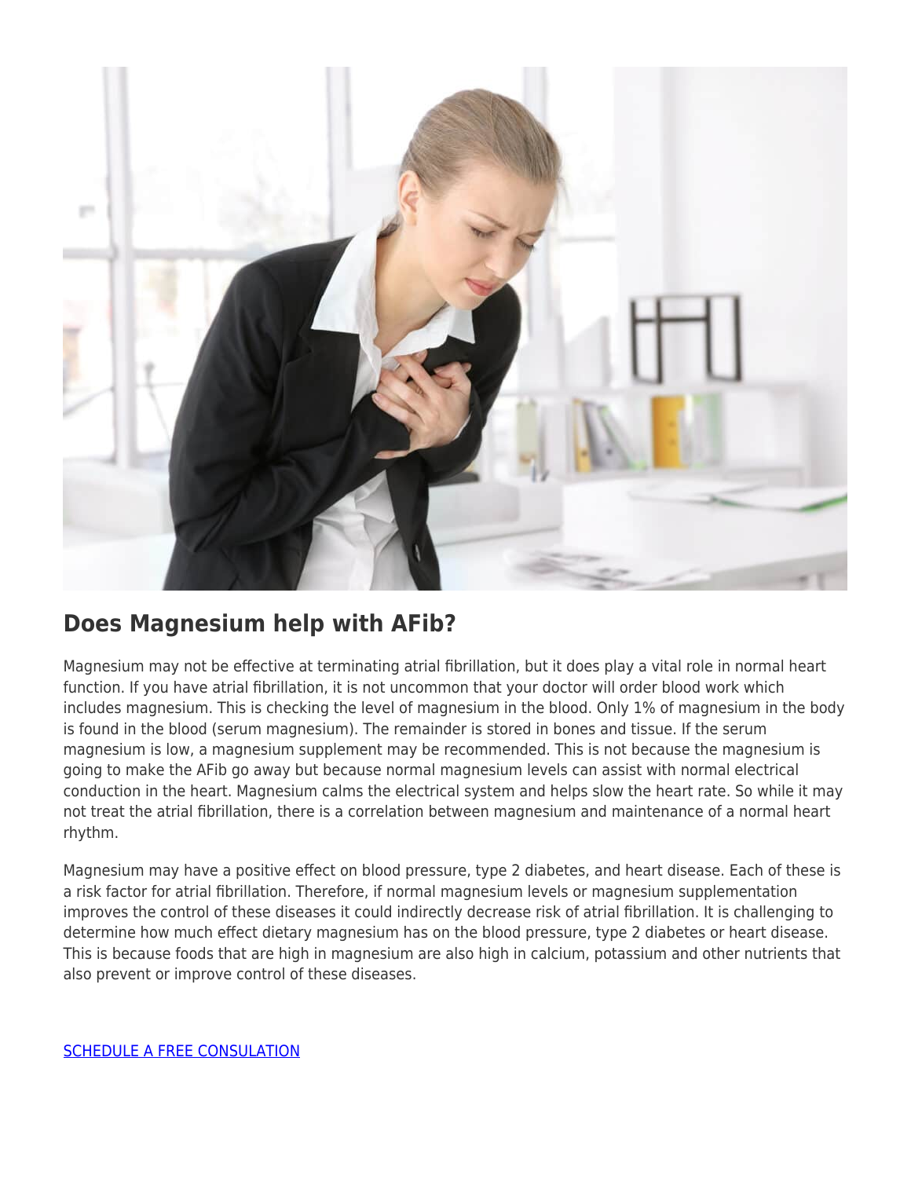## Does Magnesium help with AFib?

Magnesium may not be effective at terminating atrial fibrillation, but it does play a vital role in normal heart function. If you have atrial fibrillation, it is not uncommon that your doctor will order blood work which includes magnesium. This is checking the level of magnesium in the blood. Only 1% of magnesium in the body is found in the blood (serum magnesium). The remainder is stored in bones and tissue. If the serum magnesium is low, a magnesium supplement may be recommended. This is not because the magnesium is going to make the AFib go away but because normal magnesium levels can assist with normal electrical conduction in the heart. Magnesium calms the electrical system and helps slow the heart rate. So while it may not treat the atrial fibrillation, there is a correlation between magnesium and maintenance of a normal heart rhythm.

Magnesium may have a positive effect on blood pressure, type 2 diabetes, and heart disease. Each of these is a risk factor for atrial fibrillation. Therefore, if normal magnesium levels or magnesium supplementation improves the control of these diseases it could indirectly decrease risk of atrial fibrillation. It is challenging to determine how much effect dietary magnesium has on the blood pressure, type 2 diabetes or heart disease. This is because foods that are high in magnesium are also high in calcium, potassium and other nutrients that also prevent or improve control of these diseases.

SCHEDULE A FREE CONSULATION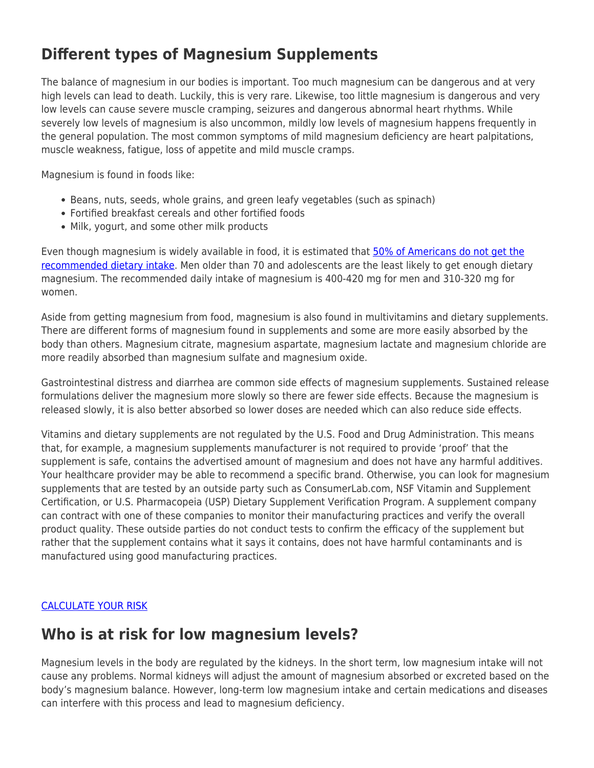## Different types of Magnesium Supplements

The balance of magnesium in our bodies is important. Too much magnesium can be dangerous and at very high levels can lead to death. Luckily, this is very rare. Likewise, too little magnesium is dangerous and very low levels can cause severe muscle cramping, seizures and dangerous abnormal heart rhythms. While severely low levels of magnesium is also uncommon, mildly low levels of magnesium happens frequently in the general population. The most common symptoms of mild magnesium deficiency are heart palpitations, muscle weakness, fatigue, loss of appetite and mild muscle cramps.

Magnesium is found in foods like:

- Beans, nuts, seeds, whole grains, and green leafy vegetables (such as spinach)
- Fortified breakfast cereals and other fortified foods
- Milk, yogurt, and some other milk products

Even though magnesium is widely available in food, it is estimated that 50% of Americans do not get the recommended dietary intake. Men older than 70 and adolescents are the least likely to get enough dietary magnesium. The recommended daily intake of magnesium is 400-420 mg for men and 310-320 mg for women.

Aside from getting magnesium from food, magnesium is also found in multivitamins and dietary supplements. There are different forms of magnesium found in supplements and some are more easily absorbed by the body than others. Magnesium citrate, magnesium aspartate, magnesium lactate and magnesium chloride are more readily absorbed than magnesium sulfate and magnesium oxide.

Gastrointestinal distress and diarrhea are common side effects of magnesium supplements. Sustained release formulations deliver the magnesium more slowly so there are fewer side effects. Because the magnesium is released slowly, it is also better absorbed so lower doses are needed which can also reduce side effects.

Vitamins and dietary supplements are not regulated by the U.S. Food and Drug Administration. This means that, for example, a magnesium supplements manufacturer is not required to provide 'proof' that the supplement is safe, contains the advertised amount of magnesium and does not have any harmful additives. Your healthcare provider may be able to recommend a specific brand. Otherwise, you can look for magnesium supplements that are tested by an outside party such as ConsumerLab.com, NSF Vitamin and Supplement Certification, or U.S. Pharmacopeia (USP) Dietary Supplement Verification Program. A supplement company can contract with one of these companies to monitor their manufacturing practices and verify the overall product quality. These outside parties do not conduct tests to confirm the efficacy of the supplement but rather that the supplement contains what it says it contains, does not have harmful contaminants and is manufactured using good manufacturing practices.

CALCULATE YOUR RISK

## Who is at risk for low magnesium levels?

Magnesium levels in the body are regulated by the kidneys. In the short term, low magnesium intake will not cause any problems. Normal kidneys will adjust the amount of magnesium absorbed or excreted based on the body's magnesium balance. However, long-term low magnesium intake and certain medications and diseases can interfere with this process and lead to magnesium deficiency.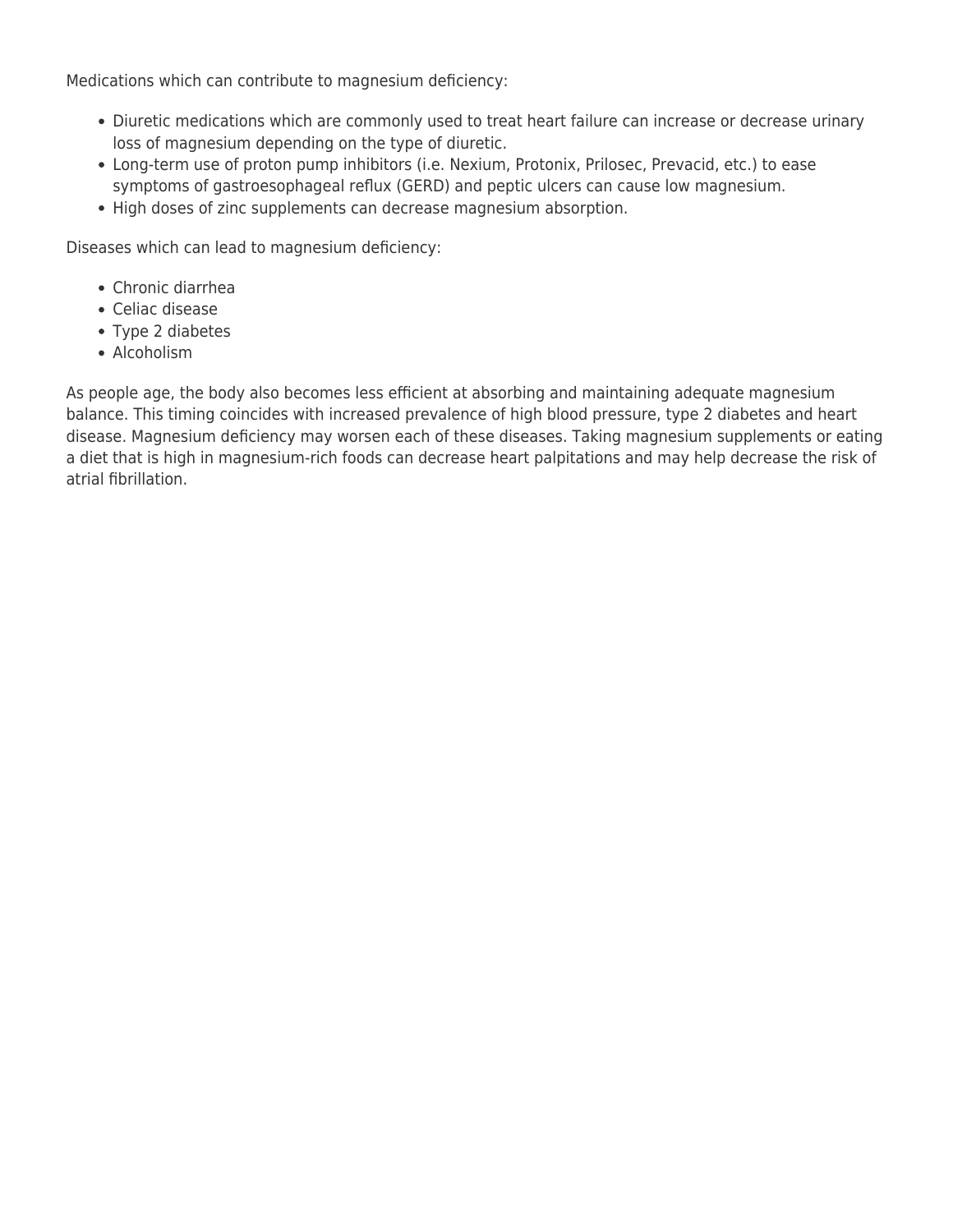Medications which can contribute to magnesium deficiency:

- Diuretic medications which are commonly used to treat heart failure can increase or decrease urinary loss of magnesium depending on the type of diuretic.
- Long-term use of proton pump inhibitors (i.e. Nexium, Protonix, Prilosec, Prevacid, etc.) to ease symptoms of gastroesophageal reflux (GERD) and peptic ulcers can cause low magnesium.
- High doses of zinc supplements can decrease magnesium absorption.

Diseases which can lead to magnesium deficiency:

- Chronic diarrhea
- Celiac disease
- Type 2 diabetes
- Alcoholism

As people age, the body also becomes less efficient at absorbing and maintaining adequate magnesium balance. This timing coincides with increased prevalence of high blood pressure, type 2 diabetes and heart disease. Magnesium deficiency may worsen each of these diseases. Taking magnesium supplements or eating a diet that is high in magnesium-rich foods can decrease heart palpitations and may help decrease the risk of atrial fibrillation.